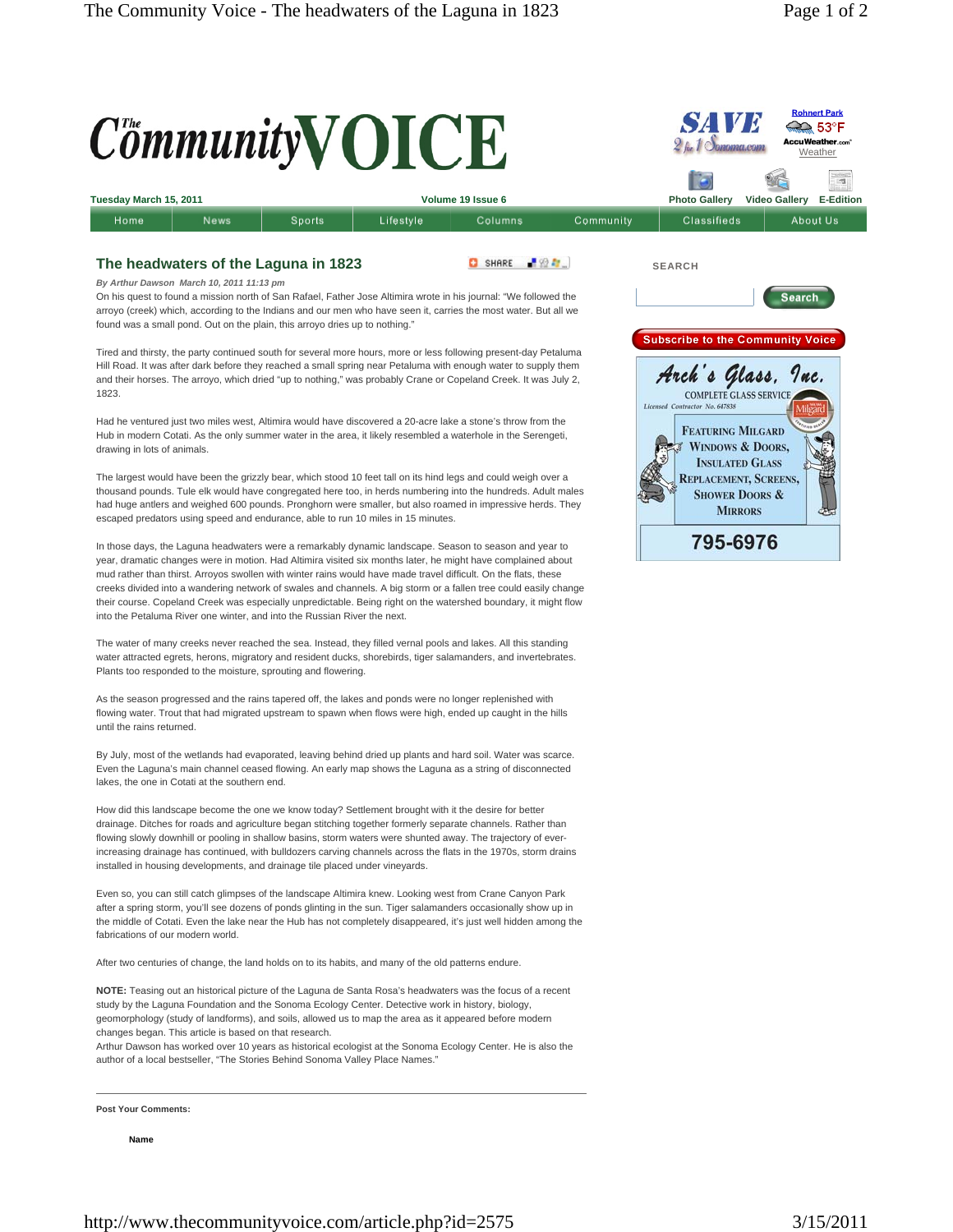# The headwaters of the Laguna in 1823

*By Arthur Dawson March 10, 2011 11:13 pm*

On his quest to found a mission north of San Rafael, Father Jose Altimira wrote in his journal: "We followed the arroyo (creek) which, according to the Indians and our men who have seen it, carries the most water. But all we found was a small pond. Out on the plain, this arroyo dries up to nothing."

Tired and thirsty, the party continued south for several more hours, more or less following present-day Petaluma Hill Road. It was after dark before they reached a small spring near Petaluma with enough water to supply them and their horses. The arroyo, which dried "up to nothing," was probably Crane or Copeland Creek. It was July 2, 1823.

Had he ventured just two miles west, Altimira would have discovered a 20-acre lake a stone's throw from the Hub in modern Cotati. As the only summer water in the area, it likely resembled a waterhole in the Serengeti, drawing in lots of animals.

The largest would have been the grizzly bear, which stood 10 feet tall on its hind legs and could weigh over a thousand pounds. Tule elk would have congregated here too, in herds numbering into the hundreds. Adult males had huge antlers and weighed 600 pounds. Pronghorn were smaller, but also roamed in impressive herds. They escaped predators using speed and endurance, able to run 10 miles in 15 minutes.

In those days, the Laguna headwaters were a remarkably dynamic landscape. Season to season and year to year, dramatic changes were in motion. Had Altimira visited six months later, he might have complained about mud rather than thirst. Arroyos swollen with winter rains would have made travel difficult. On the flats, these creeks divided into a wandering network of swales and channels. A big storm or a fallen tree could easily change their course. Copeland Creek was especially unpredictable. Being right on the watershed boundary, it might flow into the Petaluma River one winter, and into the Russian River the next.

The water of many creeks never reached the sea. Instead, they filled vernal pools and lakes. All this standing water attracted egrets, herons, migratory and resident ducks, shorebirds, tiger salamanders, and invertebrates. Plants too responded to the moisture, sprouting and flowering.

As the season progressed and the rains tapered off, the lakes and ponds were no longer replenished with flowing water. Trout that had migrated upstream to spawn when flows were high, ended up caught in the hills until the rains returned.

By July, most of the wetlands had evaporated, leaving behind dried up plants and hard soil. Water was scarce. Even the Laguna's main channel ceased flowing. An early map shows the Laguna as a string of disconnected lakes, the one in Cotati at the southern end.

How did this landscape become the one we know today? Settlement brought with it the desire for better drainage. Ditches for roads and agriculture began stitching together formerly separate channels. Rather than flowing slowly downhill or pooling in shallow basins, storm waters were shunted away. The trajectory of ever-increasing drainage has continued, with bulldozers carving channels across the flats in the 1970s, storm drains installed in housing developments, and drainage tile placed under vineyards.

Even so, you can still catch glimpses of the landscape Altimira knew. Looking west from Crane Canyon Park after a spring storm, you'll see dozens of ponds glinting in the sun. Tiger salamanders occasionally show up in the middle of Cotati. Even the lake near the Hub has not completely disappeared, it's just well hidden among the fabrications of our modern world.

After two centuries of change, the land holds on to its habits, and many of the old patterns endure.

**NOTE:** Teasing out an historical picture of the Laguna de Santa Rosa's headwaters was the focus of a recent study by the Laguna Foundation and the Sonoma Ecology Center. Detective work in history, biology, geomorphology (study of landforms), and soils, allowed us to map the area as it appeared before modern changes began. This article is based on that research.

Arthur Dawson has worked over 10 years as historical ecologist at the Sonoma Ecology Center. He is also the author of a local bestseller, "The Stories Behind Sonoma Valley Place Names."

---

**Post Your Comments:**

**Name**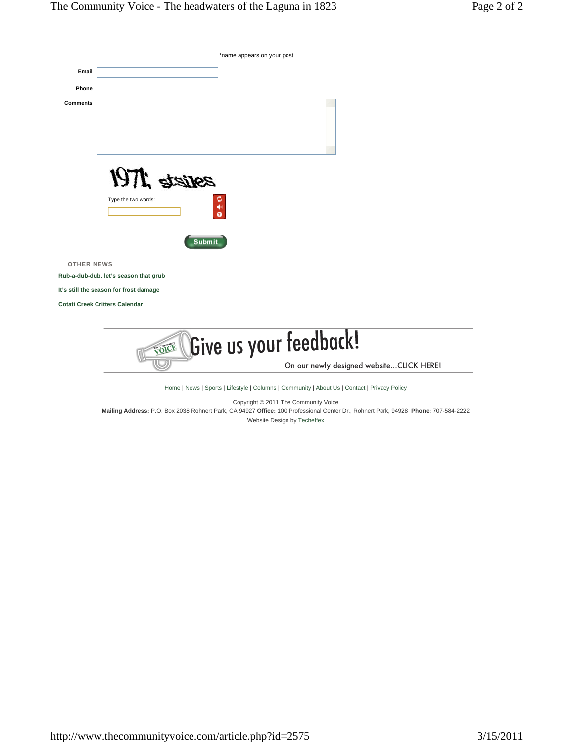*name appears on your post

**Email**

**Phone**

**Comments**

Type the two words:

Submit

OTHER NEWS

**Rub-a-dub-dub, let's season that grub**

**It's still the season for frost damage**

**Cotati Creek Critters Calendar**

Give us your feedback!

On our newly designed website...CLICK HERE!

Home | News | Sports | Lifestyle | Columns | Community | About Us | Contact | Privacy Policy

Copyright © 2011 The Community Voice

**Mailing Address:** P.O. Box 2038 Rohnert Park, CA 94927 **Office:** 100 Professional Center Dr., Rohnert Park, 94928 **Phone:** 707-584-2222

Website Design by Techeffex